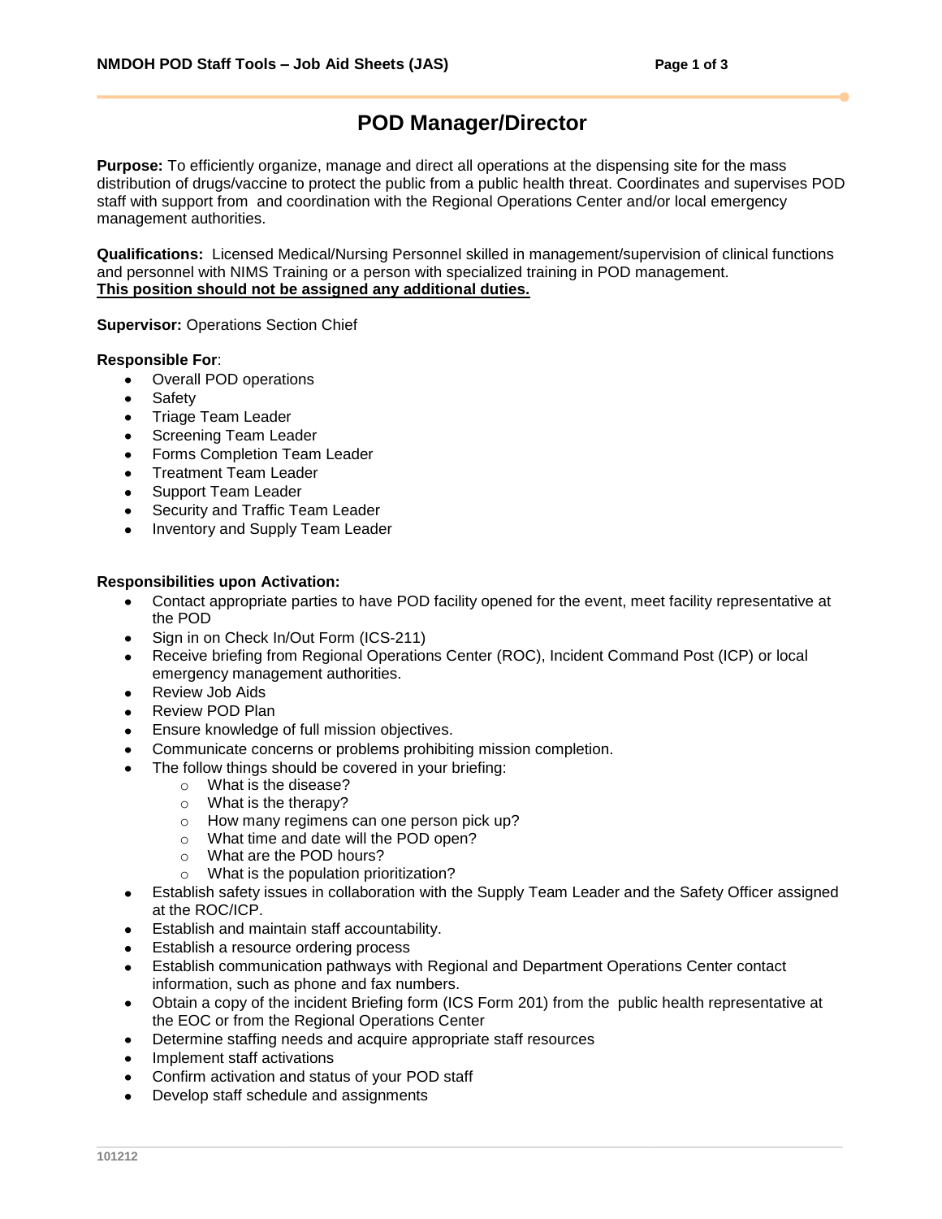# POD Manager/Director

**Purpose:** To efficiently organize, manage and direct all operations at the dispensing site for the mass distribution of drugs/vaccine to protect the public from a public health threat. Coordinates and supervises POD staff with support from and coordination with the Regional Operations Center and/or local emergency management authorities.

**Qualifications:** Licensed Medical/Nursing Personnel skilled in management/supervision of clinical functions and personnel with NIMS Training or a person with specialized training in POD management.
**<u>This position should not be assigned any additional duties.</u>**

**Supervisor:** Operations Section Chief

**Responsible For**:

- Overall POD operations
- Safety
- Triage Team Leader
- Screening Team Leader
- Forms Completion Team Leader
- Treatment Team Leader
- Support Team Leader
- Security and Traffic Team Leader
- Inventory and Supply Team Leader

**Responsibilities upon Activation:**

- Contact appropriate parties to have POD facility opened for the event, meet facility representative at the POD
- Sign in on Check In/Out Form (ICS-211)
- Receive briefing from Regional Operations Center (ROC), Incident Command Post (ICP) or local emergency management authorities.
- Review Job Aids
- Review POD Plan
- Ensure knowledge of full mission objectives.
- Communicate concerns or problems prohibiting mission completion.
- The follow things should be covered in your briefing:
    - What is the disease?
    - What is the therapy?
    - How many regimens can one person pick up?
    - What time and date will the POD open?
    - What are the POD hours?
    - What is the population prioritization?
- Establish safety issues in collaboration with the Supply Team Leader and the Safety Officer assigned at the ROC/ICP.
- Establish and maintain staff accountability.
- Establish a resource ordering process
- Establish communication pathways with Regional and Department Operations Center contact information, such as phone and fax numbers.
- Obtain a copy of the incident Briefing form (ICS Form 201) from the public health representative at the EOC or from the Regional Operations Center
- Determine staffing needs and acquire appropriate staff resources
- Implement staff activations
- Confirm activation and status of your POD staff
- Develop staff schedule and assignments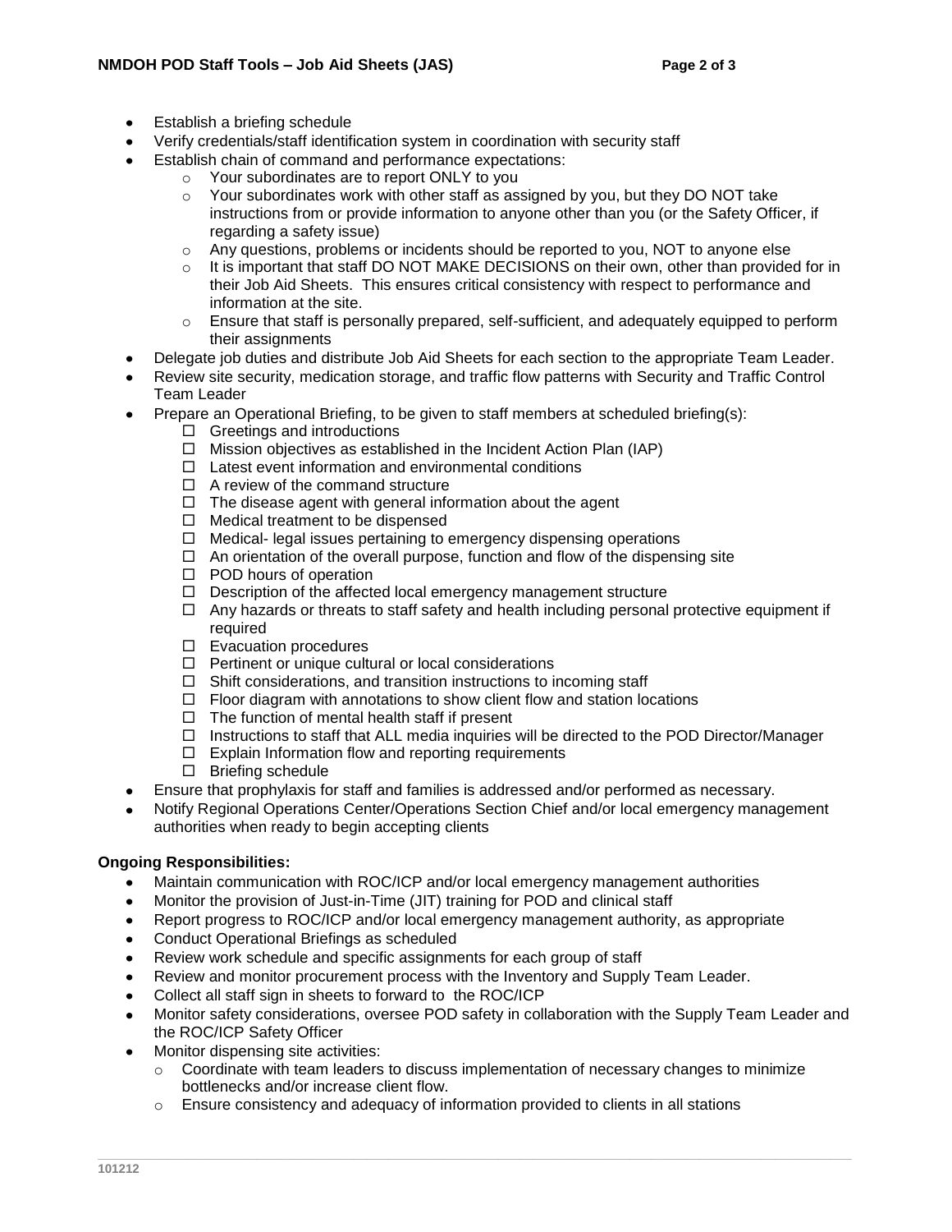- Establish a briefing schedule
- Verify credentials/staff identification system in coordination with security staff
- Establish chain of command and performance expectations:
  - Your subordinates are to report ONLY to you
  - Your subordinates work with other staff as assigned by you, but they DO NOT take instructions from or provide information to anyone other than you (or the Safety Officer, if regarding a safety issue)
  - Any questions, problems or incidents should be reported to you, NOT to anyone else
  - It is important that staff DO NOT MAKE DECISIONS on their own, other than provided for in their Job Aid Sheets. This ensures critical consistency with respect to performance and information at the site.
  - Ensure that staff is personally prepared, self-sufficient, and adequately equipped to perform their assignments
- Delegate job duties and distribute Job Aid Sheets for each section to the appropriate Team Leader.
- Review site security, medication storage, and traffic flow patterns with Security and Traffic Control Team Leader
- Prepare an Operational Briefing, to be given to staff members at scheduled briefing(s):
  - ☐ Greetings and introductions
  - ☐ Mission objectives as established in the Incident Action Plan (IAP)
  - ☐ Latest event information and environmental conditions
  - ☐ A review of the command structure
  - ☐ The disease agent with general information about the agent
  - ☐ Medical treatment to be dispensed
  - ☐ Medical- legal issues pertaining to emergency dispensing operations
  - ☐ An orientation of the overall purpose, function and flow of the dispensing site
  - ☐ POD hours of operation
  - ☐ Description of the affected local emergency management structure
  - ☐ Any hazards or threats to staff safety and health including personal protective equipment if required
  - ☐ Evacuation procedures
  - ☐ Pertinent or unique cultural or local considerations
  - ☐ Shift considerations, and transition instructions to incoming staff
  - ☐ Floor diagram with annotations to show client flow and station locations
  - ☐ The function of mental health staff if present
  - ☐ Instructions to staff that ALL media inquiries will be directed to the POD Director/Manager
  - ☐ Explain Information flow and reporting requirements
  - ☐ Briefing schedule
- Ensure that prophylaxis for staff and families is addressed and/or performed as necessary.
- Notify Regional Operations Center/Operations Section Chief and/or local emergency management authorities when ready to begin accepting clients

**Ongoing Responsibilities:**

- Maintain communication with ROC/ICP and/or local emergency management authorities
- Monitor the provision of Just-in-Time (JIT) training for POD and clinical staff
- Report progress to ROC/ICP and/or local emergency management authority, as appropriate
- Conduct Operational Briefings as scheduled
- Review work schedule and specific assignments for each group of staff
- Review and monitor procurement process with the Inventory and Supply Team Leader.
- Collect all staff sign in sheets to forward to the ROC/ICP
- Monitor safety considerations, oversee POD safety in collaboration with the Supply Team Leader and the ROC/ICP Safety Officer
- Monitor dispensing site activities:
  - Coordinate with team leaders to discuss implementation of necessary changes to minimize bottlenecks and/or increase client flow.
  - Ensure consistency and adequacy of information provided to clients in all stations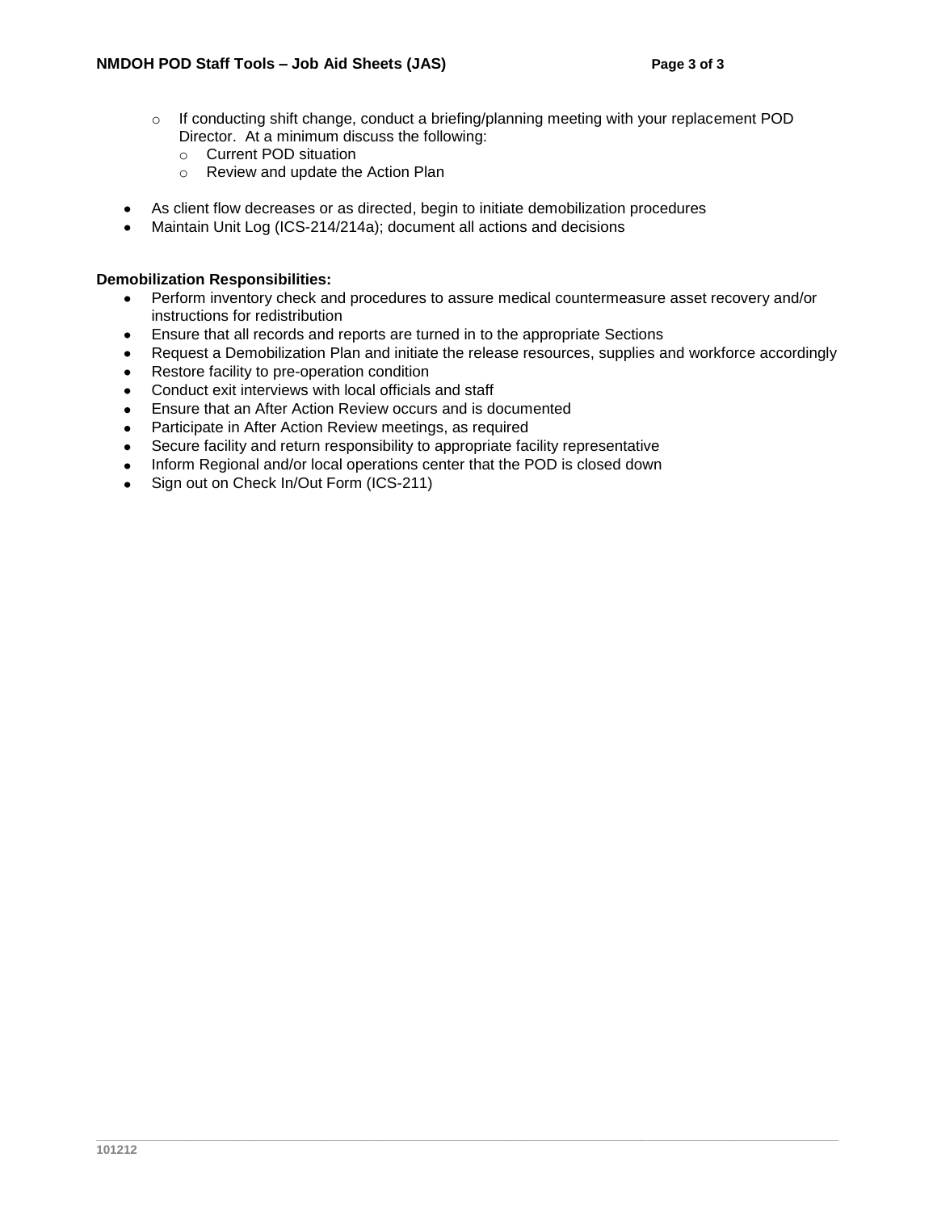- If conducting shift change, conduct a briefing/planning meeting with your replacement POD Director. At a minimum discuss the following:
    - Current POD situation
    - Review and update the Action Plan

- As client flow decreases or as directed, begin to initiate demobilization procedures
- Maintain Unit Log (ICS-214/214a); document all actions and decisions

**Demobilization Responsibilities:**

- Perform inventory check and procedures to assure medical countermeasure asset recovery and/or instructions for redistribution
- Ensure that all records and reports are turned in to the appropriate Sections
- Request a Demobilization Plan and initiate the release resources, supplies and workforce accordingly
- Restore facility to pre-operation condition
- Conduct exit interviews with local officials and staff
- Ensure that an After Action Review occurs and is documented
- Participate in After Action Review meetings, as required
- Secure facility and return responsibility to appropriate facility representative
- Inform Regional and/or local operations center that the POD is closed down
- Sign out on Check In/Out Form (ICS-211)